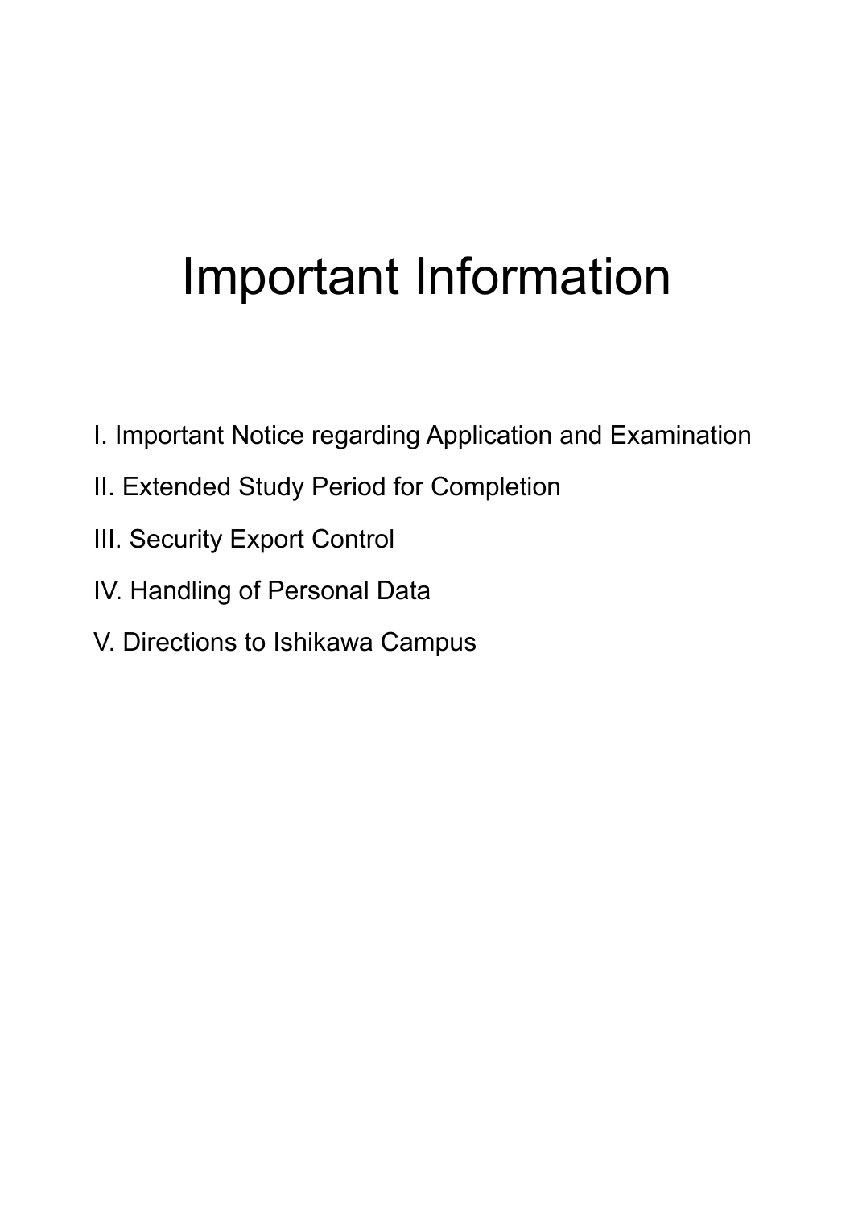# Important Information

I. Important Notice regarding Application and Examination

II. Extended Study Period for Completion

III. Security Export Control

IV. Handling of Personal Data

V. Directions to Ishikawa Campus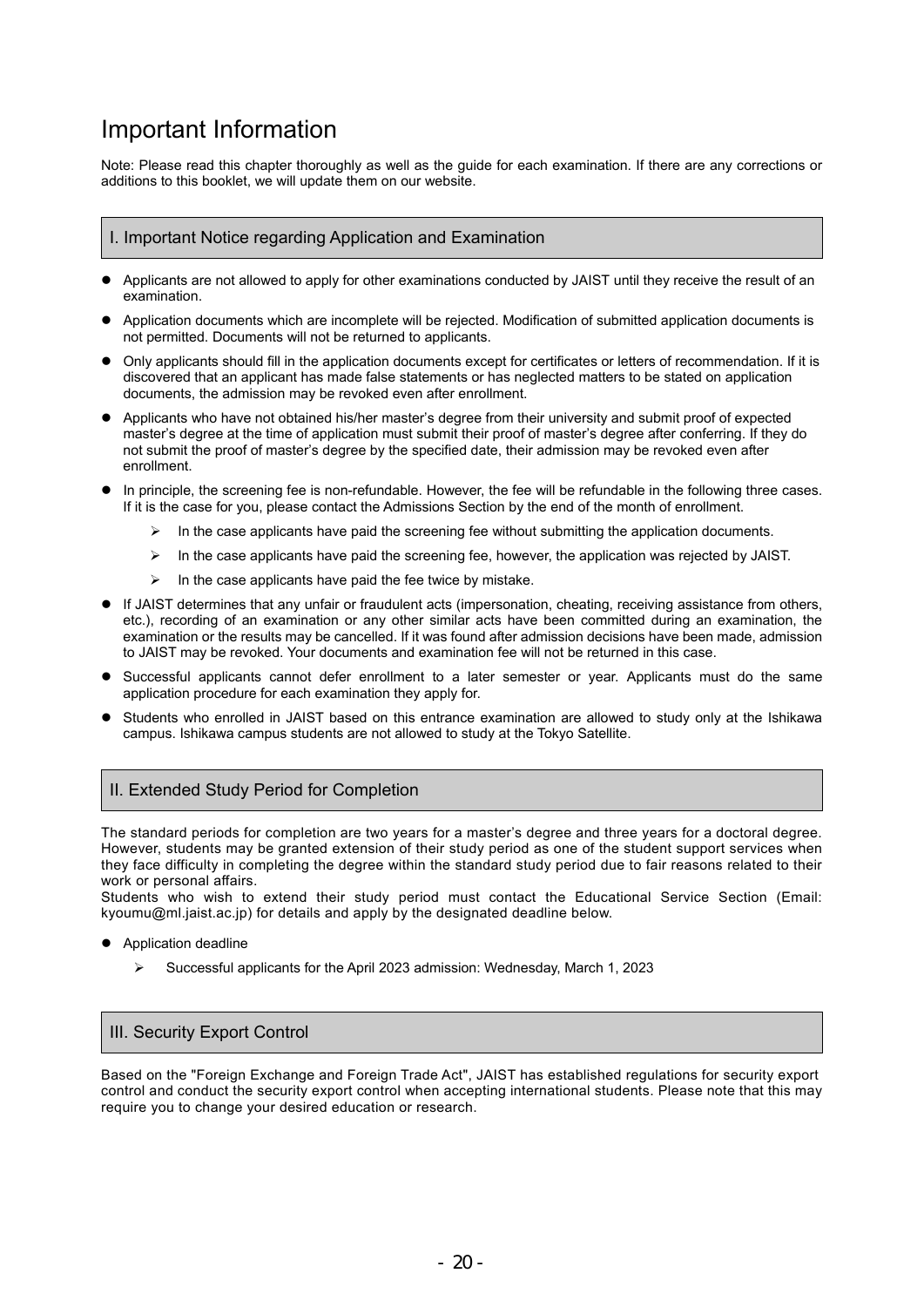# Important Information

Note: Please read this chapter thoroughly as well as the guide for each examination. If there are any corrections or additions to this booklet, we will update them on our website.

## I. Important Notice regarding Application and Examination

- Applicants are not allowed to apply for other examinations conducted by JAIST until they receive the result of an examination.
- Application documents which are incomplete will be rejected. Modification of submitted application documents is not permitted. Documents will not be returned to applicants.
- Only applicants should fill in the application documents except for certificates or letters of recommendation. If it is discovered that an applicant has made false statements or has neglected matters to be stated on application documents, the admission may be revoked even after enrollment.
- Applicants who have not obtained his/her master's degree from their university and submit proof of expected master's degree at the time of application must submit their proof of master's degree after conferring. If they do not submit the proof of master's degree by the specified date, their admission may be revoked even after enrollment.
- In principle, the screening fee is non-refundable. However, the fee will be refundable in the following three cases. If it is the case for you, please contact the Admissions Section by the end of the month of enrollment.
  - In the case applicants have paid the screening fee without submitting the application documents.
  - In the case applicants have paid the screening fee, however, the application was rejected by JAIST.
  - In the case applicants have paid the fee twice by mistake.
- If JAIST determines that any unfair or fraudulent acts (impersonation, cheating, receiving assistance from others, etc.), recording of an examination or any other similar acts have been committed during an examination, the examination or the results may be cancelled. If it was found after admission decisions have been made, admission to JAIST may be revoked. Your documents and examination fee will not be returned in this case.
- Successful applicants cannot defer enrollment to a later semester or year. Applicants must do the same application procedure for each examination they apply for.
- Students who enrolled in JAIST based on this entrance examination are allowed to study only at the Ishikawa campus. Ishikawa campus students are not allowed to study at the Tokyo Satellite.

## II. Extended Study Period for Completion

The standard periods for completion are two years for a master's degree and three years for a doctoral degree. However, students may be granted extension of their study period as one of the student support services when they face difficulty in completing the degree within the standard study period due to fair reasons related to their work or personal affairs.
Students who wish to extend their study period must contact the Educational Service Section (Email: kyoumu@ml.jaist.ac.jp) for details and apply by the designated deadline below.

- Application deadline
  - Successful applicants for the April 2023 admission: Wednesday, March 1, 2023

## III. Security Export Control

Based on the "Foreign Exchange and Foreign Trade Act", JAIST has established regulations for security export control and conduct the security export control when accepting international students. Please note that this may require you to change your desired education or research.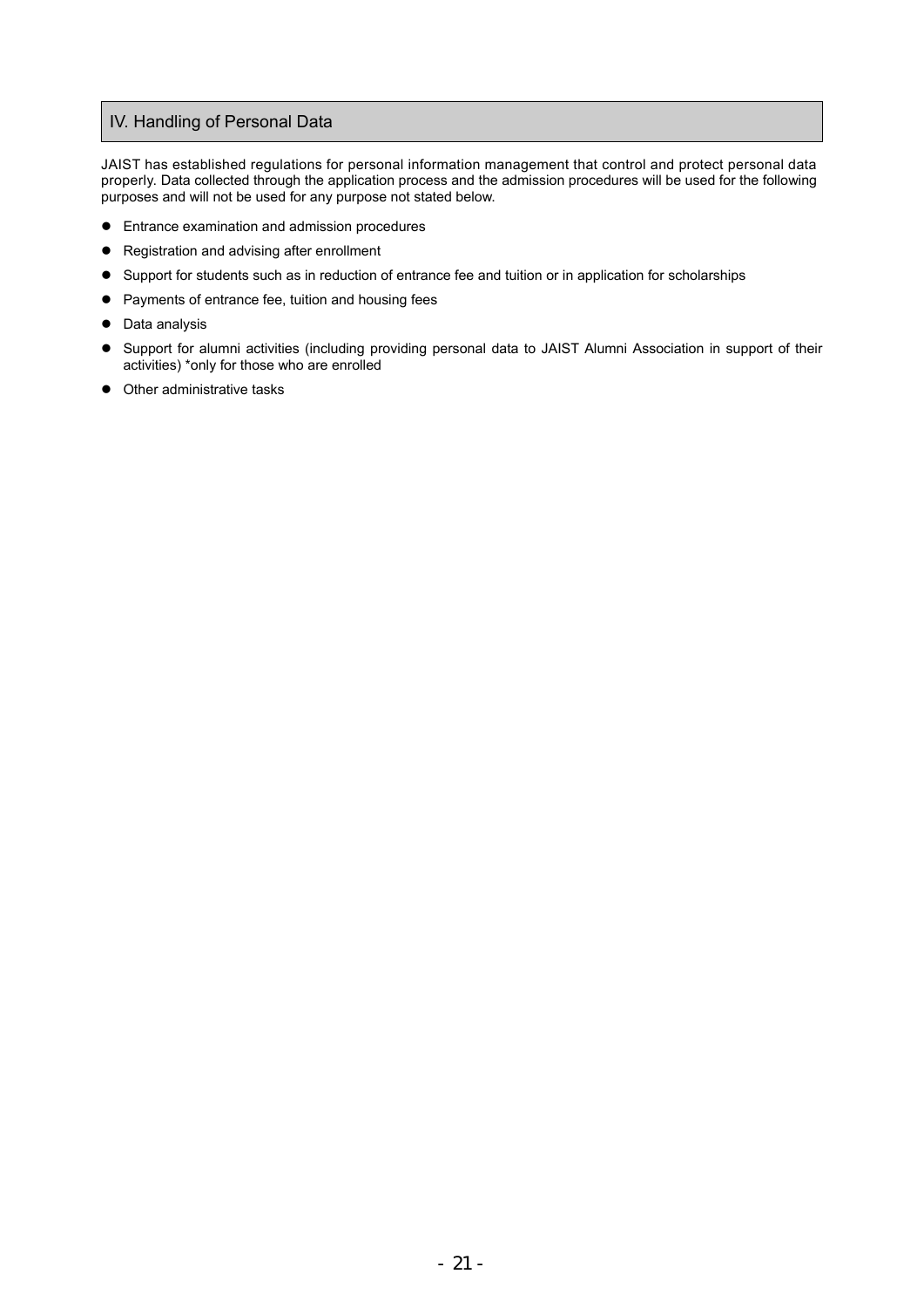## IV. Handling of Personal Data

JAIST has established regulations for personal information management that control and protect personal data properly. Data collected through the application process and the admission procedures will be used for the following purposes and will not be used for any purpose not stated below.

- Entrance examination and admission procedures
- Registration and advising after enrollment
- Support for students such as in reduction of entrance fee and tuition or in application for scholarships
- Payments of entrance fee, tuition and housing fees
- Data analysis
- Support for alumni activities (including providing personal data to JAIST Alumni Association in support of their activities) *only for those who are enrolled
- Other administrative tasks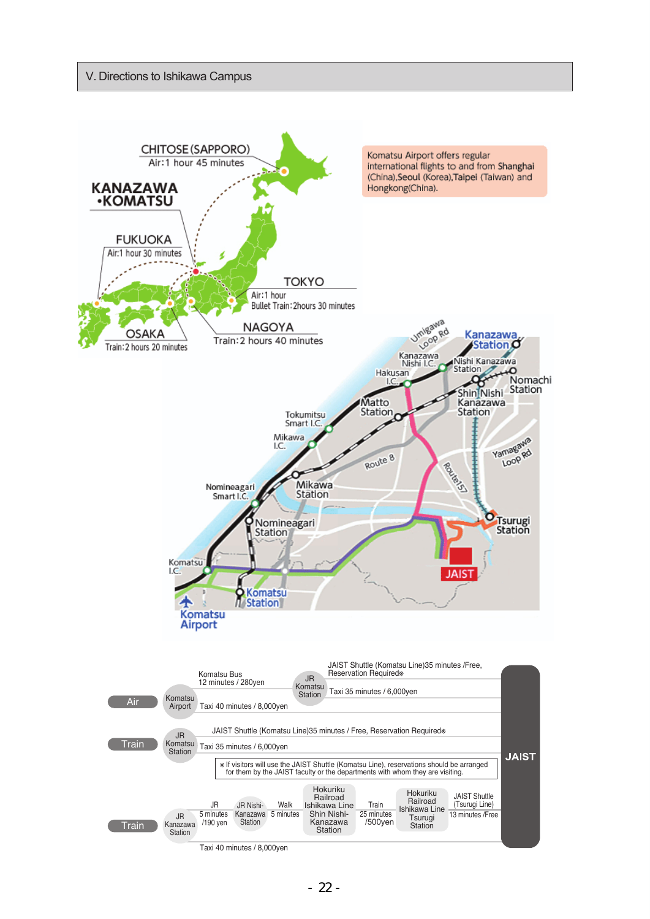## V. Directions to Ishikawa Campus

CHITOSE (SAPPORO)
Air: 1 hour 45 minutes

KANAZAWA •KOMATSU

FUKUOKA
Air: 1 hour 30 minutes

TOKYO
Air: 1 hour
Bullet Train: 2hours 30 minutes

OSAKA
Train: 2 hours 20 minutes

NAGOYA
Train: 2 hours 40 minutes

Komatsu Airport offers regular international flights to and from **Shanghai** (China), **Seoul** (Korea), **Taipei** (Taiwan) and Hongkong(China).

Umigawa Loop Rd
Kanazawa Station
Kanazawa Nishi I.C.
Nishi Kanazawa Station
Hakusan I.C.
Nomachi Station
Shin Nishi Kanazawa Station
Matto Station
Tokumitsu Smart I.C.
Mikawa I.C.
Route 8
Yamagawa Loop Rd
Route157
Mikawa Station
Nomineagari Smart I.C.
Nomineagari Station
Tsurugi Station
Komatsu I.C.
JAIST
Komatsu Station
Komatsu Airport

**Air**
- Komatsu Airport → Komatsu Bus 12 minutes / 280yen → JR Komatsu Station → JAIST Shuttle (Komatsu Line) 35 minutes / Free, Reservation Required※ → JAIST
- JR Komatsu Station → Taxi 35 minutes / 6,000yen → JAIST
- Komatsu Airport → Taxi 40 minutes / 8,000yen → JAIST

**Train**
- JR Komatsu Station → JAIST Shuttle (Komatsu Line) 35 minutes / Free, Reservation Required※ → JAIST
- JR Komatsu Station → Taxi 35 minutes / 6,000yen → JAIST

※ If visitors will use the JAIST Shuttle (Komatsu Line), reservations should be arranged for them by the JAIST faculty or the departments with whom they are visiting.

**Train**
- JR Kanazawa Station → JR 5 minutes /190 yen → JR Nishi-Kanazawa Station → Walk 5 minutes → Hokuriku Railroad Ishikawa Line Shin Nishi-Kanazawa Station → Train 25 minutes /500yen → Hokuriku Railroad Ishikawa Line Tsurugi Station → JAIST Shuttle (Tsurugi Line) 13 minutes /Free → JAIST
- JR Kanazawa Station → Taxi 40 minutes / 8,000yen → JAIST